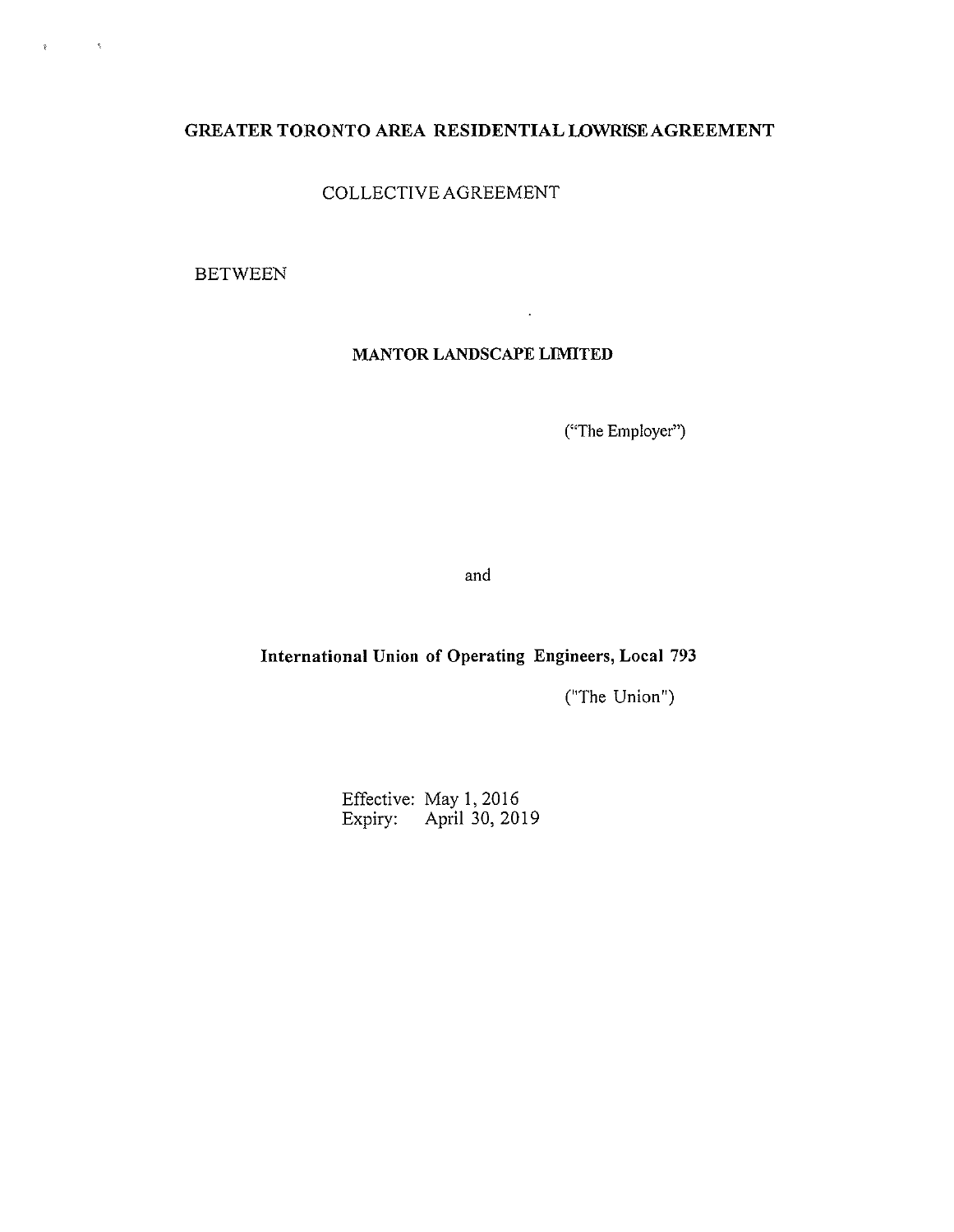# GREATER TORONTO AREA RESIDENTIAL LOWRISE AGREEMENT

## COLLECTIVE AGREEMENT

BETWEEN

**MANTOR LANDSCAPE LIMITED**

("The Employer")

and

**International Union of Operating Engineers, Local 793**

("The Union")

Effective: May 1, 2016
Expiry: April 30, 2019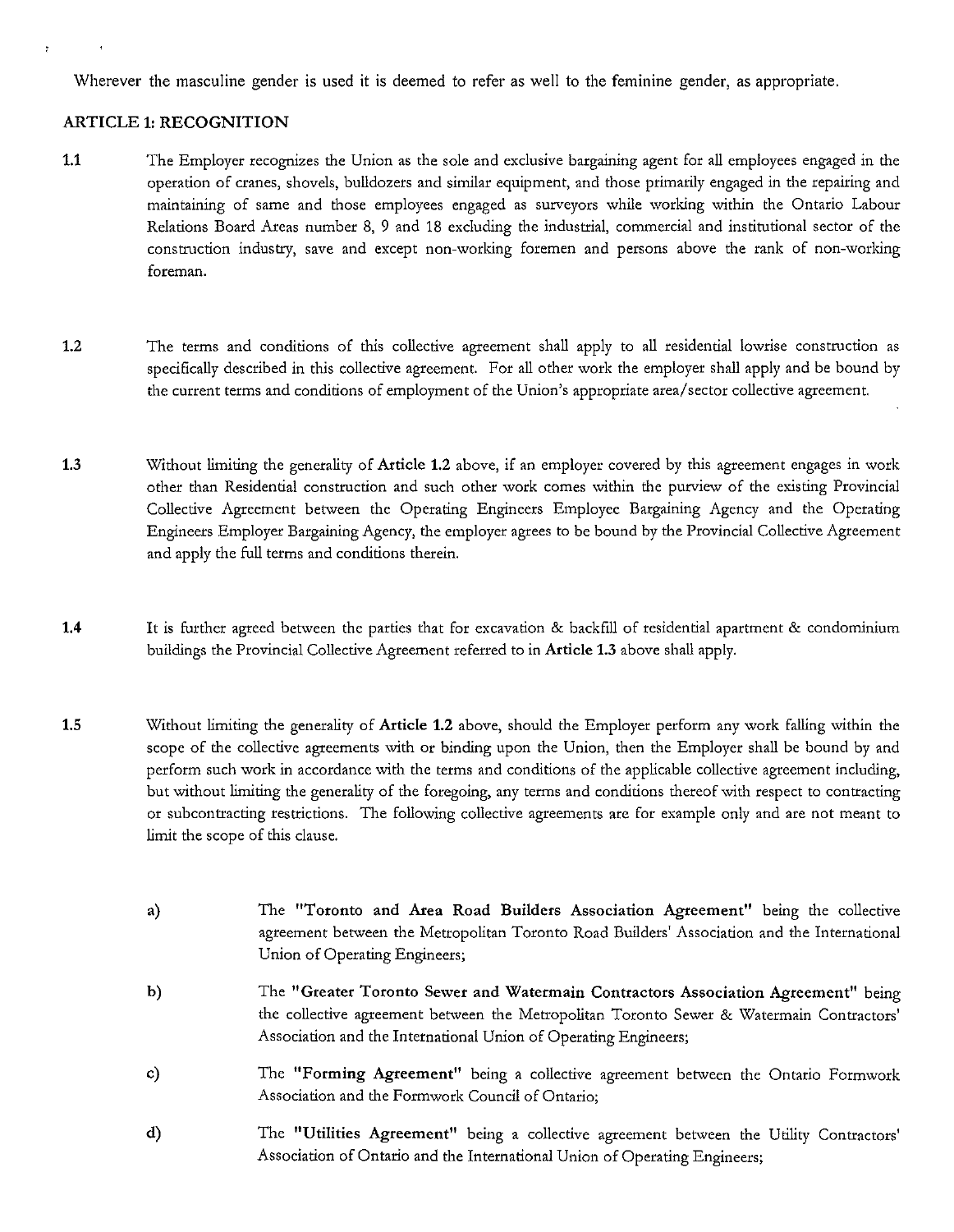Wherever the masculine gender is used it is deemed to refer as well to the feminine gender, as appropriate.

## ARTICLE 1: RECOGNITION

**1.1** The Employer recognizes the Union as the sole and exclusive bargaining agent for all employees engaged in the operation of cranes, shovels, bulldozers and similar equipment, and those primarily engaged in the repairing and maintaining of same and those employees engaged as surveyors while working within the Ontario Labour Relations Board Areas number 8, 9 and 18 excluding the industrial, commercial and institutional sector of the construction industry, save and except non-working foremen and persons above the rank of non-working foreman.

**1.2** The terms and conditions of this collective agreement shall apply to all residential lowrise construction as specifically described in this collective agreement. For all other work the employer shall apply and be bound by the current terms and conditions of employment of the Union's appropriate area/sector collective agreement.

**1.3** Without limiting the generality of **Article 1.2** above, if an employer covered by this agreement engages in work other than Residential construction and such other work comes within the purview of the existing Provincial Collective Agreement between the Operating Engineers Employee Bargaining Agency and the Operating Engineers Employer Bargaining Agency, the employer agrees to be bound by the Provincial Collective Agreement and apply the full terms and conditions therein.

**1.4** It is further agreed between the parties that for excavation & backfill of residential apartment & condominium buildings the Provincial Collective Agreement referred to in **Article 1.3** above shall apply.

**1.5** Without limiting the generality of **Article 1.2** above, should the Employer perform any work falling within the scope of the collective agreements with or binding upon the Union, then the Employer shall be bound by and perform such work in accordance with the terms and conditions of the applicable collective agreement including, but without limiting the generality of the foregoing, any terms and conditions thereof with respect to contracting or subcontracting restrictions. The following collective agreements are for example only and are not meant to limit the scope of this clause.

- a) The **"Toronto and Area Road Builders Association Agreement"** being the collective agreement between the Metropolitan Toronto Road Builders' Association and the International Union of Operating Engineers;
- b) The **"Greater Toronto Sewer and Watermain Contractors Association Agreement"** being the collective agreement between the Metropolitan Toronto Sewer & Watermain Contractors' Association and the International Union of Operating Engineers;
- c) The **"Forming Agreement"** being a collective agreement between the Ontario Formwork Association and the Formwork Council of Ontario;
- d) The **"Utilities Agreement"** being a collective agreement between the Utility Contractors' Association of Ontario and the International Union of Operating Engineers;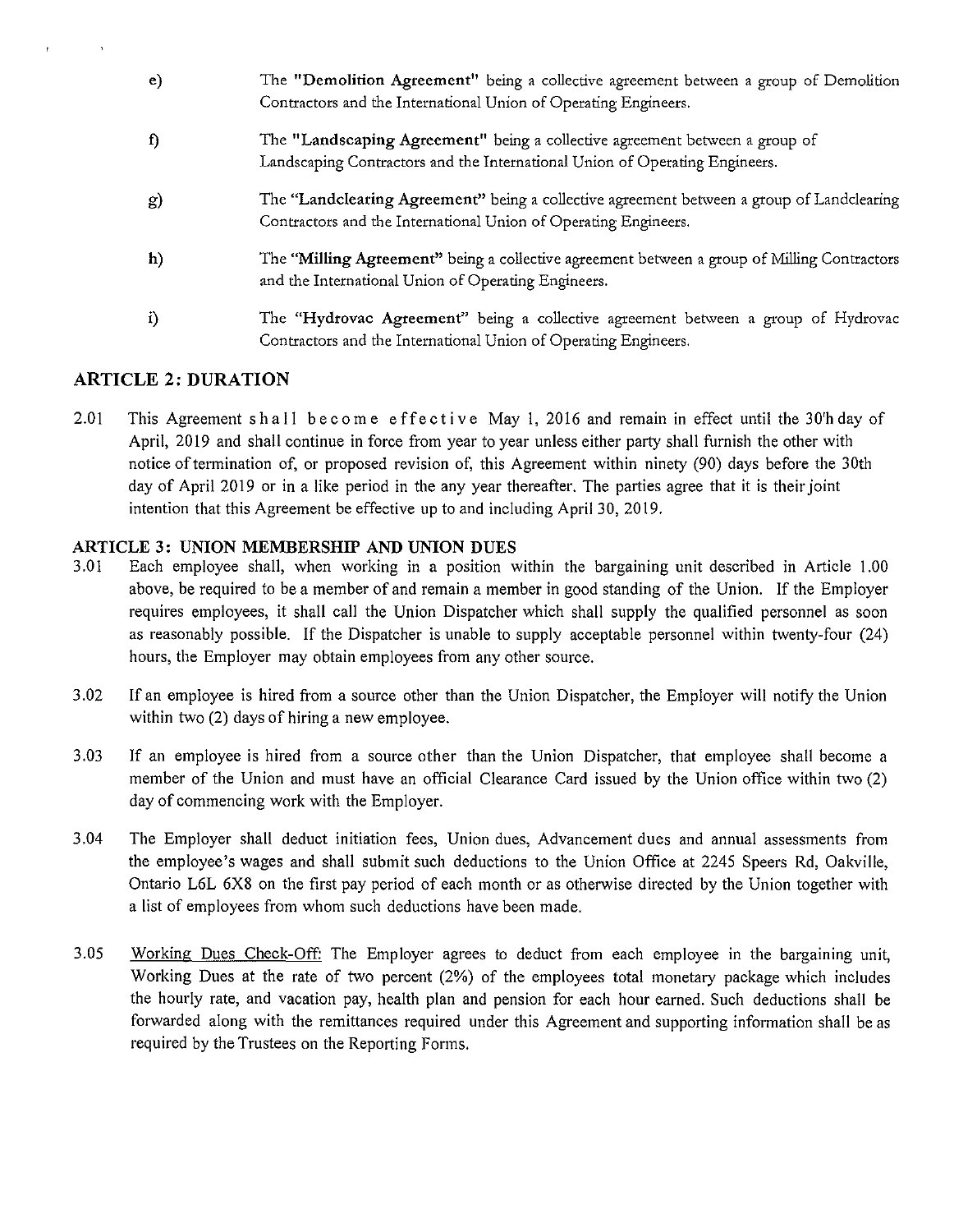e) The **"Demolition Agreement"** being a collective agreement between a group of Demolition Contractors and the International Union of Operating Engineers.

f) The **"Landscaping Agreement"** being a collective agreement between a group of Landscaping Contractors and the International Union of Operating Engineers.

g) The **"Landclearing Agreement"** being a collective agreement between a group of Landclearing Contractors and the International Union of Operating Engineers.

h) The **"Milling Agreement"** being a collective agreement between a group of Milling Contractors and the International Union of Operating Engineers.

i) The **"Hydrovac Agreement"** being a collective agreement between a group of Hydrovac Contractors and the International Union of Operating Engineers.

## ARTICLE 2: DURATION

2.01 This Agreement shall become effective May 1, 2016 and remain in effect until the 30'h day of April, 2019 and shall continue in force from year to year unless either party shall furnish the other with notice of termination of, or proposed revision of, this Agreement within ninety (90) days before the 30th day of April 2019 or in a like period in the any year thereafter. The parties agree that it is their joint intention that this Agreement be effective up to and including April 30, 2019.

### ARTICLE 3: UNION MEMBERSHIP AND UNION DUES

3.01 Each employee shall, when working in a position within the bargaining unit described in Article 1.00 above, be required to be a member of and remain a member in good standing of the Union. If the Employer requires employees, it shall call the Union Dispatcher which shall supply the qualified personnel as soon as reasonably possible. If the Dispatcher is unable to supply acceptable personnel within twenty-four (24) hours, the Employer may obtain employees from any other source.

3.02 If an employee is hired from a source other than the Union Dispatcher, the Employer will notify the Union within two (2) days of hiring a new employee.

3.03 If an employee is hired from a source other than the Union Dispatcher, that employee shall become a member of the Union and must have an official Clearance Card issued by the Union office within two (2) day of commencing work with the Employer.

3.04 The Employer shall deduct initiation fees, Union dues, Advancement dues and annual assessments from the employee's wages and shall submit such deductions to the Union Office at 2245 Speers Rd, Oakville, Ontario L6L 6X8 on the first pay period of each month or as otherwise directed by the Union together with a list of employees from whom such deductions have been made.

3.05 Working Dues Check-Off: The Employer agrees to deduct from each employee in the bargaining unit, Working Dues at the rate of two percent (2%) of the employees total monetary package which includes the hourly rate, and vacation pay, health plan and pension for each hour earned. Such deductions shall be forwarded along with the remittances required under this Agreement and supporting information shall be as required by the Trustees on the Reporting Forms.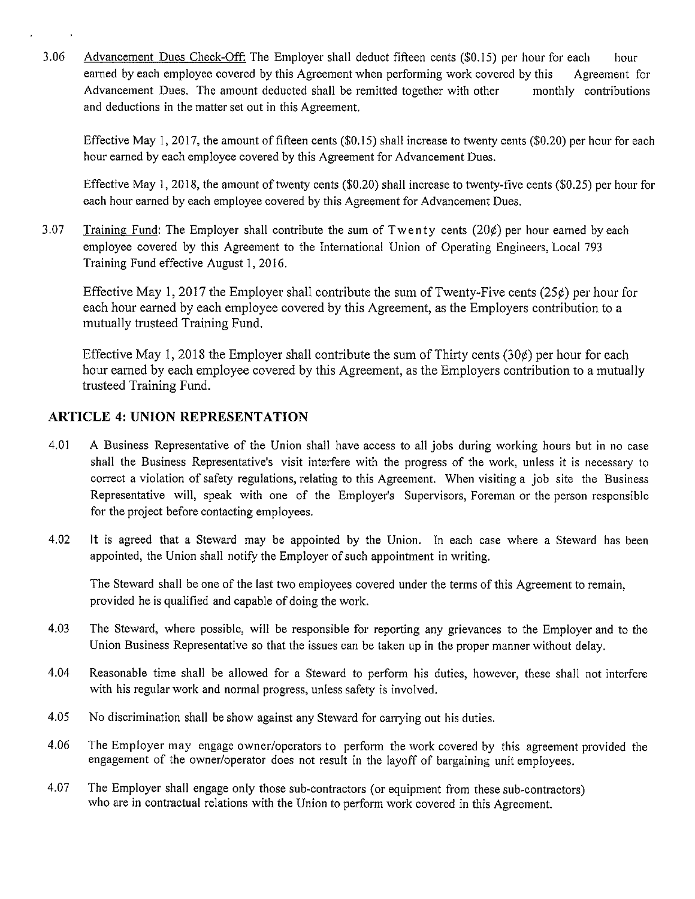3.06 Advancement Dues Check-Off: The Employer shall deduct fifteen cents ($0.15) per hour for each hour earned by each employee covered by this Agreement when performing work covered by this Agreement for Advancement Dues. The amount deducted shall be remitted together with other monthly contributions and deductions in the matter set out in this Agreement.

Effective May 1, 2017, the amount of fifteen cents ($0.15) shall increase to twenty cents ($0.20) per hour for each hour earned by each employee covered by this Agreement for Advancement Dues.

Effective May 1, 2018, the amount of twenty cents ($0.20) shall increase to twenty-five cents ($0.25) per hour for each hour earned by each employee covered by this Agreement for Advancement Dues.

3.07 Training Fund: The Employer shall contribute the sum of Twenty cents (20¢) per hour earned by each employee covered by this Agreement to the International Union of Operating Engineers, Local 793 Training Fund effective August 1, 2016.

Effective May 1, 2017 the Employer shall contribute the sum of Twenty-Five cents (25¢) per hour for each hour earned by each employee covered by this Agreement, as the Employers contribution to a mutually trusteed Training Fund.

Effective May 1, 2018 the Employer shall contribute the sum of Thirty cents (30¢) per hour for each hour earned by each employee covered by this Agreement, as the Employers contribution to a mutually trusteed Training Fund.

## ARTICLE 4: UNION REPRESENTATION

4.01 A Business Representative of the Union shall have access to all jobs during working hours but in no case shall the Business Representative's visit interfere with the progress of the work, unless it is necessary to correct a violation of safety regulations, relating to this Agreement. When visiting a job site the Business Representative will, speak with one of the Employer's Supervisors, Foreman or the person responsible for the project before contacting employees.

4.02 It is agreed that a Steward may be appointed by the Union. In each case where a Steward has been appointed, the Union shall notify the Employer of such appointment in writing.

The Steward shall be one of the last two employees covered under the terms of this Agreement to remain, provided he is qualified and capable of doing the work.

4.03 The Steward, where possible, will be responsible for reporting any grievances to the Employer and to the Union Business Representative so that the issues can be taken up in the proper manner without delay.

4.04 Reasonable time shall be allowed for a Steward to perform his duties, however, these shall not interfere with his regular work and normal progress, unless safety is involved.

4.05 No discrimination shall be show against any Steward for carrying out his duties.

4.06 The Employer may engage owner/operators to perform the work covered by this agreement provided the engagement of the owner/operator does not result in the layoff of bargaining unit employees.

4.07 The Employer shall engage only those sub-contractors (or equipment from these sub-contractors) who are in contractual relations with the Union to perform work covered in this Agreement.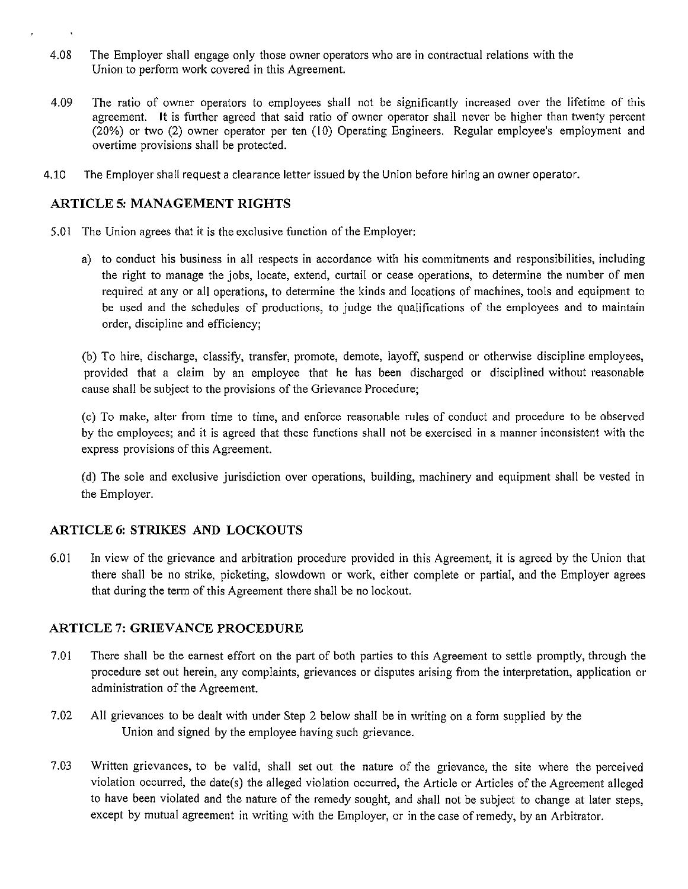4.08 The Employer shall engage only those owner operators who are in contractual relations with the Union to perform work covered in this Agreement.

4.09 The ratio of owner operators to employees shall not be significantly increased over the lifetime of this agreement. It is further agreed that said ratio of owner operator shall never be higher than twenty percent (20%) or two (2) owner operator per ten (10) Operating Engineers. Regular employee's employment and overtime provisions shall be protected.

4.10 The Employer shall request a clearance letter issued by the Union before hiring an owner operator.

## ARTICLE 5: MANAGEMENT RIGHTS

5.01 The Union agrees that it is the exclusive function of the Employer:

a) to conduct his business in all respects in accordance with his commitments and responsibilities, including the right to manage the jobs, locate, extend, curtail or cease operations, to determine the number of men required at any or all operations, to determine the kinds and locations of machines, tools and equipment to be used and the schedules of productions, to judge the qualifications of the employees and to maintain order, discipline and efficiency;

(b) To hire, discharge, classify, transfer, promote, demote, layoff, suspend or otherwise discipline employees, provided that a claim by an employee that he has been discharged or disciplined without reasonable cause shall be subject to the provisions of the Grievance Procedure;

(c) To make, alter from time to time, and enforce reasonable rules of conduct and procedure to be observed by the employees; and it is agreed that these functions shall not be exercised in a manner inconsistent with the express provisions of this Agreement.

(d) The sole and exclusive jurisdiction over operations, building, machinery and equipment shall be vested in the Employer.

## ARTICLE 6: STRIKES AND LOCKOUTS

6.01 In view of the grievance and arbitration procedure provided in this Agreement, it is agreed by the Union that there shall be no strike, picketing, slowdown or work, either complete or partial, and the Employer agrees that during the term of this Agreement there shall be no lockout.

## ARTICLE 7: GRIEVANCE PROCEDURE

7.01 There shall be the earnest effort on the part of both parties to this Agreement to settle promptly, through the procedure set out herein, any complaints, grievances or disputes arising from the interpretation, application or administration of the Agreement.

7.02 All grievances to be dealt with under Step 2 below shall be in writing on a form supplied by the Union and signed by the employee having such grievance.

7.03 Written grievances, to be valid, shall set out the nature of the grievance, the site where the perceived violation occurred, the date(s) the alleged violation occurred, the Article or Articles of the Agreement alleged to have been violated and the nature of the remedy sought, and shall not be subject to change at later steps, except by mutual agreement in writing with the Employer, or in the case of remedy, by an Arbitrator.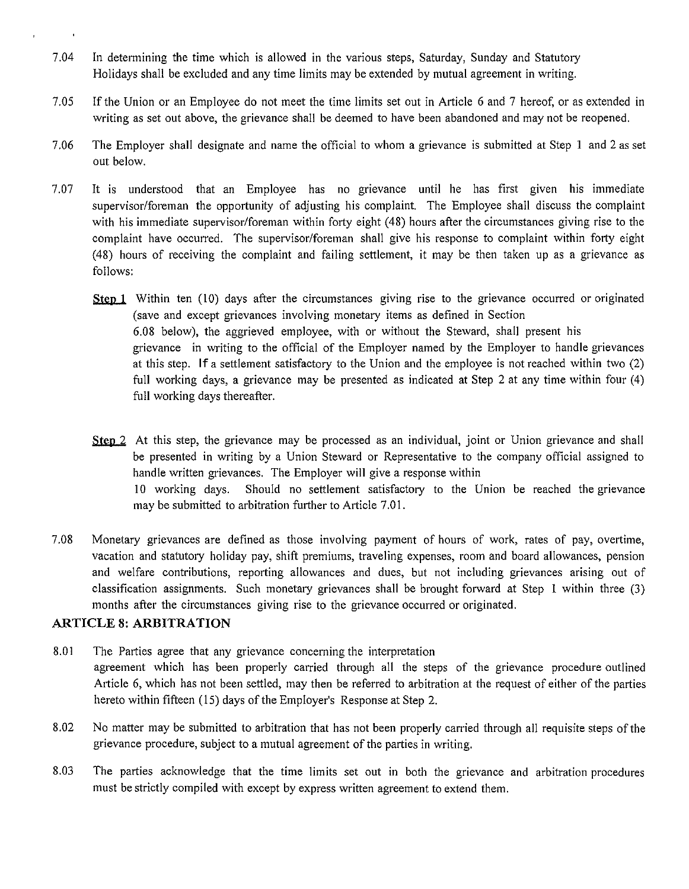7.04 In determining the time which is allowed in the various steps, Saturday, Sunday and Statutory Holidays shall be excluded and any time limits may be extended by mutual agreement in writing.

7.05 If the Union or an Employee do not meet the time limits set out in Article 6 and 7 hereof, or as extended in writing as set out above, the grievance shall be deemed to have been abandoned and may not be reopened.

7.06 The Employer shall designate and name the official to whom a grievance is submitted at Step 1 and 2 as set out below.

7.07 It is understood that an Employee has no grievance until he has first given his immediate supervisor/foreman the opportunity of adjusting his complaint. The Employee shall discuss the complaint with his immediate supervisor/foreman within forty eight (48) hours after the circumstances giving rise to the complaint have occurred. The supervisor/foreman shall give his response to complaint within forty eight (48) hours of receiving the complaint and failing settlement, it may be then taken up as a grievance as follows:

**Step 1** Within ten (10) days after the circumstances giving rise to the grievance occurred or originated (save and except grievances involving monetary items as defined in Section 6.08 below), the aggrieved employee, with or without the Steward, shall present his grievance in writing to the official of the Employer named by the Employer to handle grievances at this step. If a settlement satisfactory to the Union and the employee is not reached within two (2) full working days, a grievance may be presented as indicated at Step 2 at any time within four (4) full working days thereafter.

**Step 2** At this step, the grievance may be processed as an individual, joint or Union grievance and shall be presented in writing by a Union Steward or Representative to the company official assigned to handle written grievances. The Employer will give a response within 10 working days. Should no settlement satisfactory to the Union be reached the grievance may be submitted to arbitration further to Article 7.01.

7.08 Monetary grievances are defined as those involving payment of hours of work, rates of pay, overtime, vacation and statutory holiday pay, shift premiums, traveling expenses, room and board allowances, pension and welfare contributions, reporting allowances and dues, but not including grievances arising out of classification assignments. Such monetary grievances shall be brought forward at Step 1 within three (3) months after the circumstances giving rise to the grievance occurred or originated.

## ARTICLE 8: ARBITRATION

8.01 The Parties agree that any grievance concerning the interpretation agreement which has been properly carried through all the steps of the grievance procedure outlined Article 6, which has not been settled, may then be referred to arbitration at the request of either of the parties hereto within fifteen (15) days of the Employer's Response at Step 2.

8.02 No matter may be submitted to arbitration that has not been properly carried through all requisite steps of the grievance procedure, subject to a mutual agreement of the parties in writing.

8.03 The parties acknowledge that the time limits set out in both the grievance and arbitration procedures must be strictly compiled with except by express written agreement to extend them.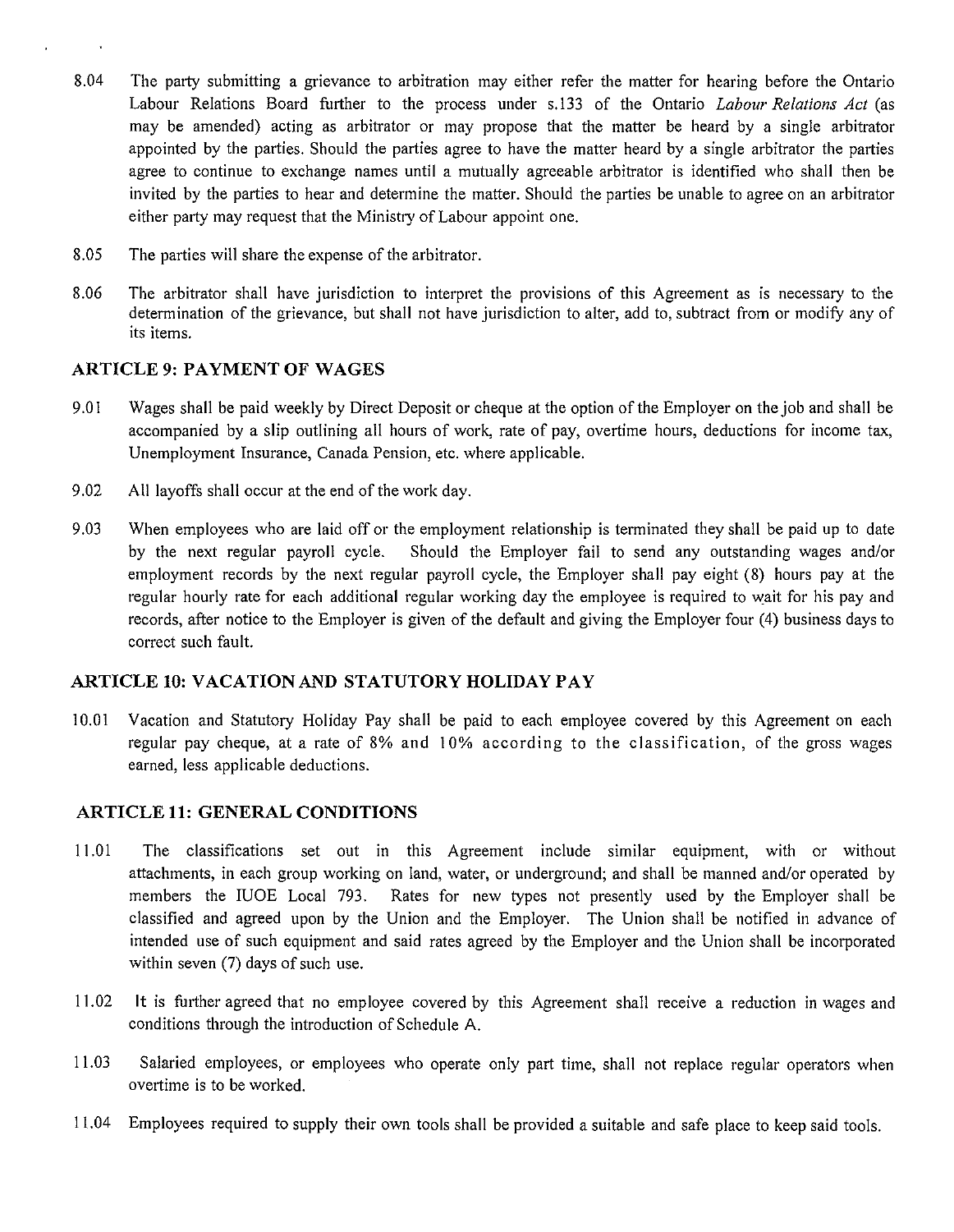8.04 The party submitting a grievance to arbitration may either refer the matter for hearing before the Ontario Labour Relations Board further to the process under s.133 of the Ontario *Labour Relations Act* (as may be amended) acting as arbitrator or may propose that the matter be heard by a single arbitrator appointed by the parties. Should the parties agree to have the matter heard by a single arbitrator the parties agree to continue to exchange names until a mutually agreeable arbitrator is identified who shall then be invited by the parties to hear and determine the matter. Should the parties be unable to agree on an arbitrator either party may request that the Ministry of Labour appoint one.

8.05 The parties will share the expense of the arbitrator.

8.06 The arbitrator shall have jurisdiction to interpret the provisions of this Agreement as is necessary to the determination of the grievance, but shall not have jurisdiction to alter, add to, subtract from or modify any of its items.

## ARTICLE 9: PAYMENT OF WAGES

9.01 Wages shall be paid weekly by Direct Deposit or cheque at the option of the Employer on the job and shall be accompanied by a slip outlining all hours of work, rate of pay, overtime hours, deductions for income tax, Unemployment Insurance, Canada Pension, etc. where applicable.

9.02 All layoffs shall occur at the end of the work day.

9.03 When employees who are laid off or the employment relationship is terminated they shall be paid up to date by the next regular payroll cycle. Should the Employer fail to send any outstanding wages and/or employment records by the next regular payroll cycle, the Employer shall pay eight (8) hours pay at the regular hourly rate for each additional regular working day the employee is required to wait for his pay and records, after notice to the Employer is given of the default and giving the Employer four (4) business days to correct such fault.

## ARTICLE 10: VACATION AND STATUTORY HOLIDAY PAY

10.01 Vacation and Statutory Holiday Pay shall be paid to each employee covered by this Agreement on each regular pay cheque, at a rate of 8% and 10% according to the classification, of the gross wages earned, less applicable deductions.

## ARTICLE 11: GENERAL CONDITIONS

11.01 The classifications set out in this Agreement include similar equipment, with or without attachments, in each group working on land, water, or underground; and shall be manned and/or operated by members the IUOE Local 793. Rates for new types not presently used by the Employer shall be classified and agreed upon by the Union and the Employer. The Union shall be notified in advance of intended use of such equipment and said rates agreed by the Employer and the Union shall be incorporated within seven (7) days of such use.

11.02 It is further agreed that no employee covered by this Agreement shall receive a reduction in wages and conditions through the introduction of Schedule A.

11.03 Salaried employees, or employees who operate only part time, shall not replace regular operators when overtime is to be worked.

11.04 Employees required to supply their own tools shall be provided a suitable and safe place to keep said tools.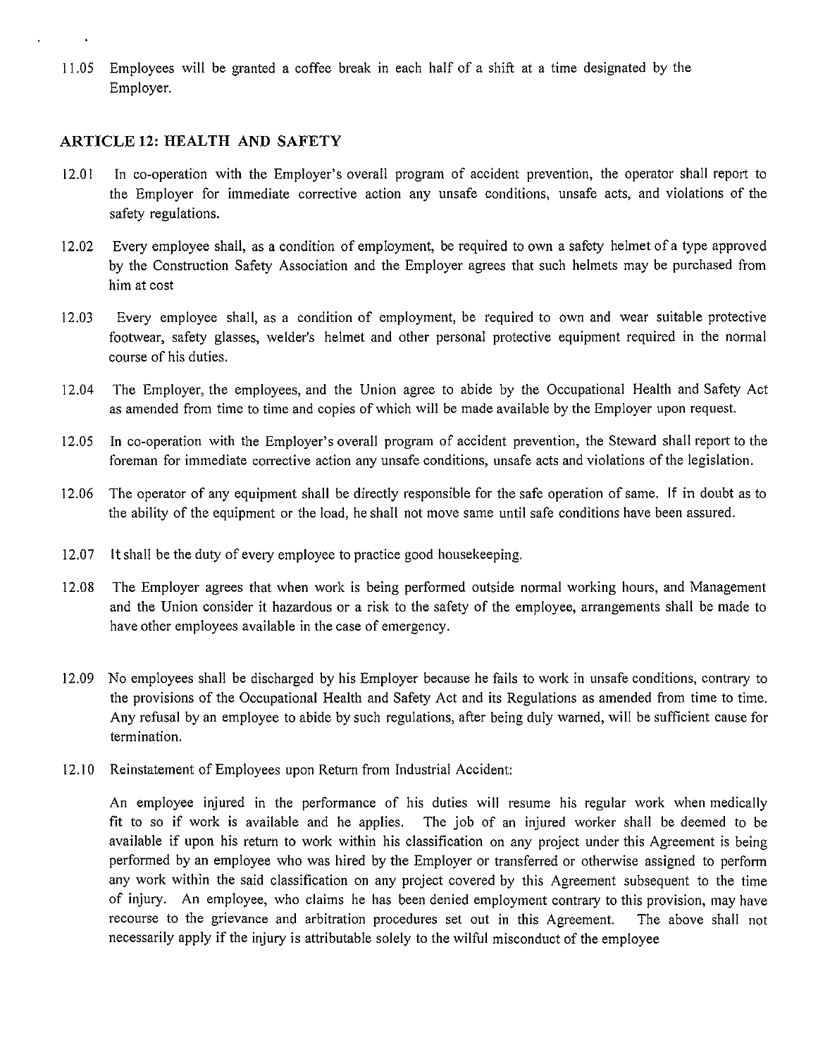11.05 Employees will be granted a coffee break in each half of a shift at a time designated by the Employer.

## ARTICLE 12: HEALTH AND SAFETY

12.01 In co-operation with the Employer's overall program of accident prevention, the operator shall report to the Employer for immediate corrective action any unsafe conditions, unsafe acts, and violations of the safety regulations.

12.02 Every employee shall, as a condition of employment, be required to own a safety helmet of a type approved by the Construction Safety Association and the Employer agrees that such helmets may be purchased from him at cost

12.03 Every employee shall, as a condition of employment, be required to own and wear suitable protective footwear, safety glasses, welder's helmet and other personal protective equipment required in the normal course of his duties.

12.04 The Employer, the employees, and the Union agree to abide by the Occupational Health and Safety Act as amended from time to time and copies of which will be made available by the Employer upon request.

12.05 In co-operation with the Employer's overall program of accident prevention, the Steward shall report to the foreman for immediate corrective action any unsafe conditions, unsafe acts and violations of the legislation.

12.06 The operator of any equipment shall be directly responsible for the safe operation of same. If in doubt as to the ability of the equipment or the load, he shall not move same until safe conditions have been assured.

12.07 It shall be the duty of every employee to practice good housekeeping.

12.08 The Employer agrees that when work is being performed outside normal working hours, and Management and the Union consider it hazardous or a risk to the safety of the employee, arrangements shall be made to have other employees available in the case of emergency.

12.09 No employees shall be discharged by his Employer because he fails to work in unsafe conditions, contrary to the provisions of the Occupational Health and Safety Act and its Regulations as amended from time to time. Any refusal by an employee to abide by such regulations, after being duly warned, will be sufficient cause for termination.

12.10 Reinstatement of Employees upon Return from Industrial Accident:

An employee injured in the performance of his duties will resume his regular work when medically fit to so if work is available and he applies. The job of an injured worker shall be deemed to be available if upon his return to work within his classification on any project under this Agreement is being performed by an employee who was hired by the Employer or transferred or otherwise assigned to perform any work within the said classification on any project covered by this Agreement subsequent to the time of injury. An employee, who claims he has been denied employment contrary to this provision, may have recourse to the grievance and arbitration procedures set out in this Agreement. The above shall not necessarily apply if the injury is attributable solely to the wilful misconduct of the employee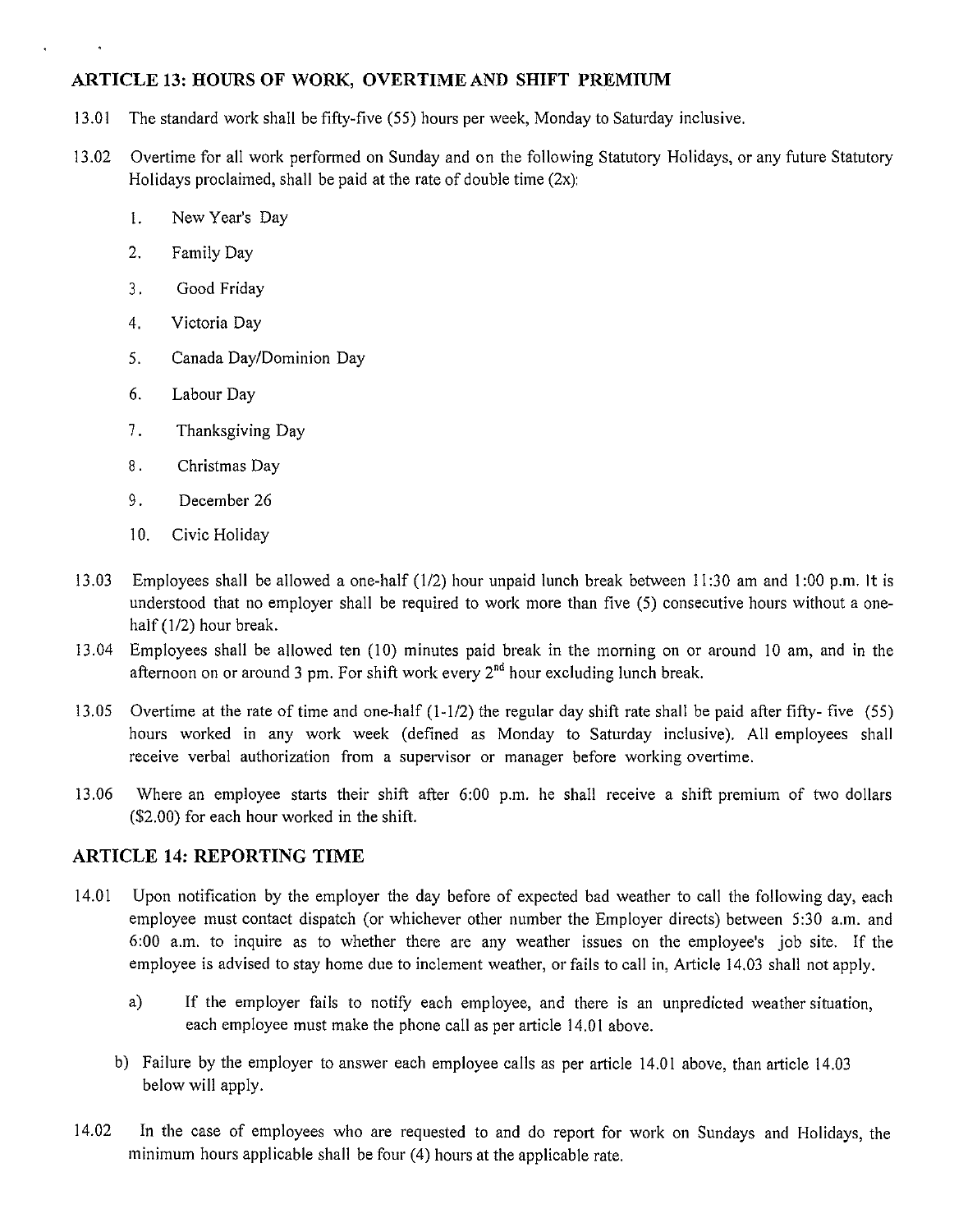## ARTICLE 13: HOURS OF WORK, OVERTIME AND SHIFT PREMIUM

13.01 The standard work shall be fifty-five (55) hours per week, Monday to Saturday inclusive.

13.02 Overtime for all work performed on Sunday and on the following Statutory Holidays, or any future Statutory Holidays proclaimed, shall be paid at the rate of double time (2x):

1. New Year's Day
2. Family Day
3. Good Friday
4. Victoria Day
5. Canada Day/Dominion Day
6. Labour Day
7. Thanksgiving Day
8. Christmas Day
9. December 26
10. Civic Holiday

13.03 Employees shall be allowed a one-half (1/2) hour unpaid lunch break between 11:30 am and 1:00 p.m. It is understood that no employer shall be required to work more than five (5) consecutive hours without a one-half (1/2) hour break.

13.04 Employees shall be allowed ten (10) minutes paid break in the morning on or around 10 am, and in the afternoon on or around 3 pm. For shift work every 2nd hour excluding lunch break.

13.05 Overtime at the rate of time and one-half (1-1/2) the regular day shift rate shall be paid after fifty- five (55) hours worked in any work week (defined as Monday to Saturday inclusive). All employees shall receive verbal authorization from a supervisor or manager before working overtime.

13.06 Where an employee starts their shift after 6:00 p.m. he shall receive a shift premium of two dollars ($2.00) for each hour worked in the shift.

## ARTICLE 14: REPORTING TIME

14.01 Upon notification by the employer the day before of expected bad weather to call the following day, each employee must contact dispatch (or whichever other number the Employer directs) between 5:30 a.m. and 6:00 a.m. to inquire as to whether there are any weather issues on the employee's job site. If the employee is advised to stay home due to inclement weather, or fails to call in, Article 14.03 shall not apply.

a) If the employer fails to notify each employee, and there is an unpredicted weather situation, each employee must make the phone call as per article 14.01 above.

b) Failure by the employer to answer each employee calls as per article 14.01 above, than article 14.03 below will apply.

14.02 In the case of employees who are requested to and do report for work on Sundays and Holidays, the minimum hours applicable shall be four (4) hours at the applicable rate.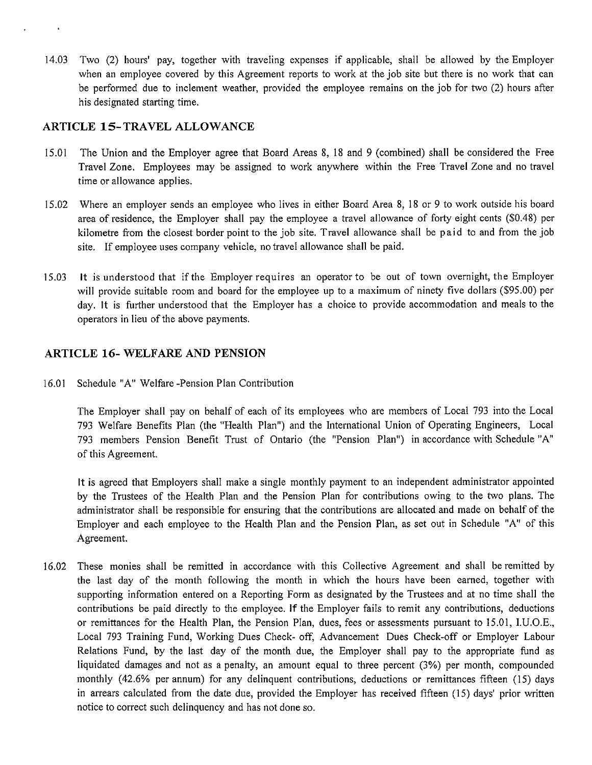14.03 Two (2) hours' pay, together with traveling expenses if applicable, shall be allowed by the Employer when an employee covered by this Agreement reports to work at the job site but there is no work that can be performed due to inclement weather, provided the employee remains on the job for two (2) hours after his designated starting time.

## ARTICLE 15- TRAVEL ALLOWANCE

15.01 The Union and the Employer agree that Board Areas 8, 18 and 9 (combined) shall be considered the Free Travel Zone. Employees may be assigned to work anywhere within the Free Travel Zone and no travel time or allowance applies.

15.02 Where an employer sends an employee who lives in either Board Area 8, 18 or 9 to work outside his board area of residence, the Employer shall pay the employee a travel allowance of forty eight cents ($0.48) per kilometre from the closest border point to the job site. Travel allowance shall be paid to and from the job site. If employee uses company vehicle, no travel allowance shall be paid.

15.03 It is understood that if the Employer requires an operator to be out of town overnight, the Employer will provide suitable room and board for the employee up to a maximum of ninety five dollars ($95.00) per day. It is further understood that the Employer has a choice to provide accommodation and meals to the operators in lieu of the above payments.

## ARTICLE 16- WELFARE AND PENSION

16.01 Schedule "A" Welfare -Pension Plan Contribution

The Employer shall pay on behalf of each of its employees who are members of Local 793 into the Local 793 Welfare Benefits Plan (the "Health Plan") and the International Union of Operating Engineers, Local 793 members Pension Benefit Trust of Ontario (the "Pension Plan") in accordance with Schedule "A" of this Agreement.

It is agreed that Employers shall make a single monthly payment to an independent administrator appointed by the Trustees of the Health Plan and the Pension Plan for contributions owing to the two plans. The administrator shall be responsible for ensuring that the contributions are allocated and made on behalf of the Employer and each employee to the Health Plan and the Pension Plan, as set out in Schedule "A" of this Agreement.

16.02 These monies shall be remitted in accordance with this Collective Agreement and shall be remitted by the last day of the month following the month in which the hours have been earned, together with supporting information entered on a Reporting Form as designated by the Trustees and at no time shall the contributions be paid directly to the employee. If the Employer fails to remit any contributions, deductions or remittances for the Health Plan, the Pension Plan, dues, fees or assessments pursuant to 15.01, I.U.O.E., Local 793 Training Fund, Working Dues Check- off, Advancement Dues Check-off or Employer Labour Relations Fund, by the last day of the month due, the Employer shall pay to the appropriate fund as liquidated damages and not as a penalty, an amount equal to three percent (3%) per month, compounded monthly (42.6% per annum) for any delinquent contributions, deductions or remittances fifteen (15) days in arrears calculated from the date due, provided the Employer has received fifteen (15) days' prior written notice to correct such delinquency and has not done so.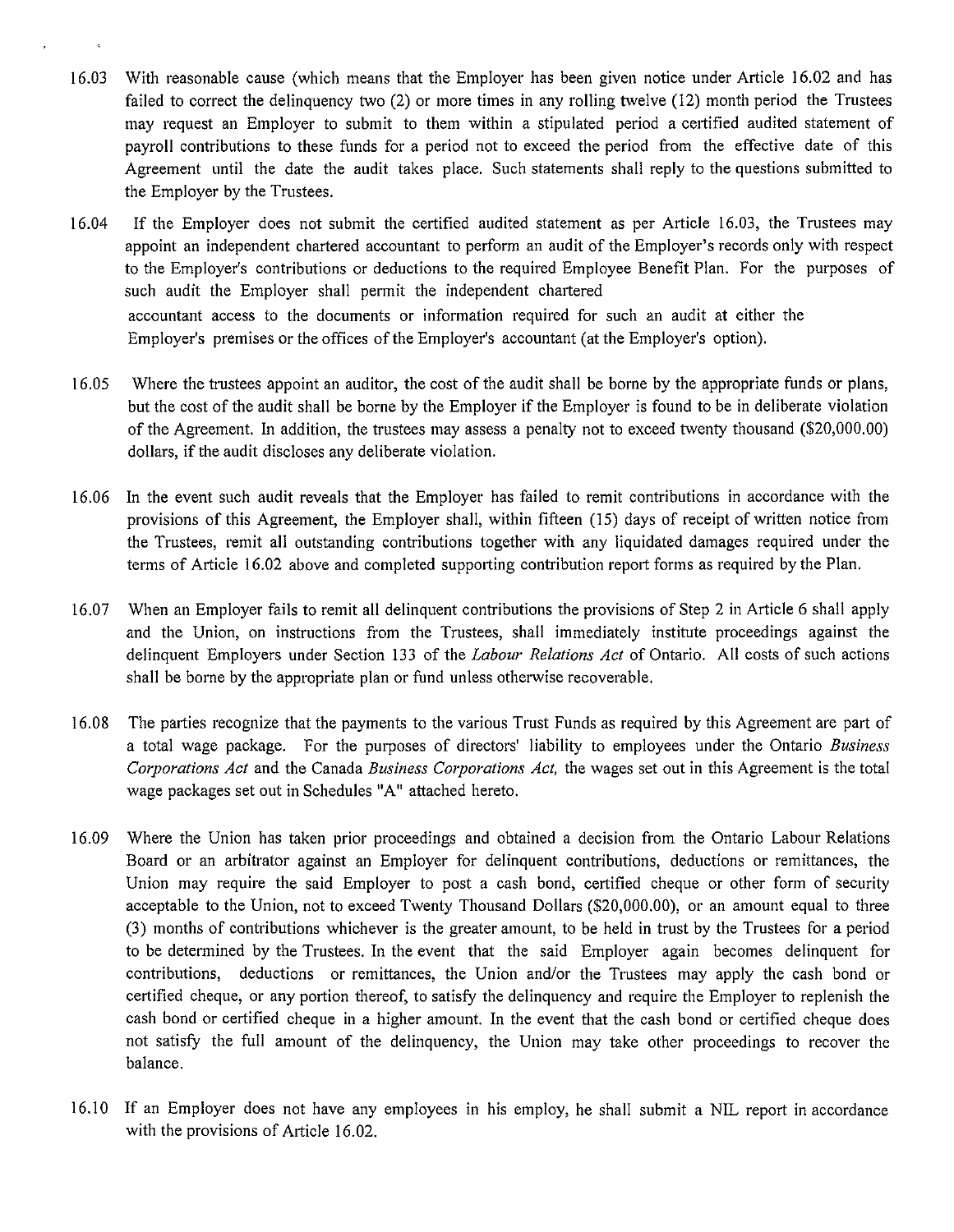16.03 With reasonable cause (which means that the Employer has been given notice under Article 16.02 and has failed to correct the delinquency two (2) or more times in any rolling twelve (12) month period the Trustees may request an Employer to submit to them within a stipulated period a certified audited statement of payroll contributions to these funds for a period not to exceed the period from the effective date of this Agreement until the date the audit takes place. Such statements shall reply to the questions submitted to the Employer by the Trustees.

16.04 If the Employer does not submit the certified audited statement as per Article 16.03, the Trustees may appoint an independent chartered accountant to perform an audit of the Employer's records only with respect to the Employer's contributions or deductions to the required Employee Benefit Plan. For the purposes of such audit the Employer shall permit the independent chartered accountant access to the documents or information required for such an audit at either the Employer's premises or the offices of the Employer's accountant (at the Employer's option).

16.05 Where the trustees appoint an auditor, the cost of the audit shall be borne by the appropriate funds or plans, but the cost of the audit shall be borne by the Employer if the Employer is found to be in deliberate violation of the Agreement. In addition, the trustees may assess a penalty not to exceed twenty thousand ($20,000.00) dollars, if the audit discloses any deliberate violation.

16.06 In the event such audit reveals that the Employer has failed to remit contributions in accordance with the provisions of this Agreement, the Employer shall, within fifteen (15) days of receipt of written notice from the Trustees, remit all outstanding contributions together with any liquidated damages required under the terms of Article 16.02 above and completed supporting contribution report forms as required by the Plan.

16.07 When an Employer fails to remit all delinquent contributions the provisions of Step 2 in Article 6 shall apply and the Union, on instructions from the Trustees, shall immediately institute proceedings against the delinquent Employers under Section 133 of the *Labour Relations Act* of Ontario. All costs of such actions shall be borne by the appropriate plan or fund unless otherwise recoverable.

16.08 The parties recognize that the payments to the various Trust Funds as required by this Agreement are part of a total wage package. For the purposes of directors' liability to employees under the Ontario *Business Corporations Act* and the Canada *Business Corporations Act,* the wages set out in this Agreement is the total wage packages set out in Schedules "A" attached hereto.

16.09 Where the Union has taken prior proceedings and obtained a decision from the Ontario Labour Relations Board or an arbitrator against an Employer for delinquent contributions, deductions or remittances, the Union may require the said Employer to post a cash bond, certified cheque or other form of security acceptable to the Union, not to exceed Twenty Thousand Dollars ($20,000.00), or an amount equal to three (3) months of contributions whichever is the greater amount, to be held in trust by the Trustees for a period to be determined by the Trustees. In the event that the said Employer again becomes delinquent for contributions, deductions or remittances, the Union and/or the Trustees may apply the cash bond or certified cheque, or any portion thereof, to satisfy the delinquency and require the Employer to replenish the cash bond or certified cheque in a higher amount. In the event that the cash bond or certified cheque does not satisfy the full amount of the delinquency, the Union may take other proceedings to recover the balance.

16.10 If an Employer does not have any employees in his employ, he shall submit a NIL report in accordance with the provisions of Article 16.02.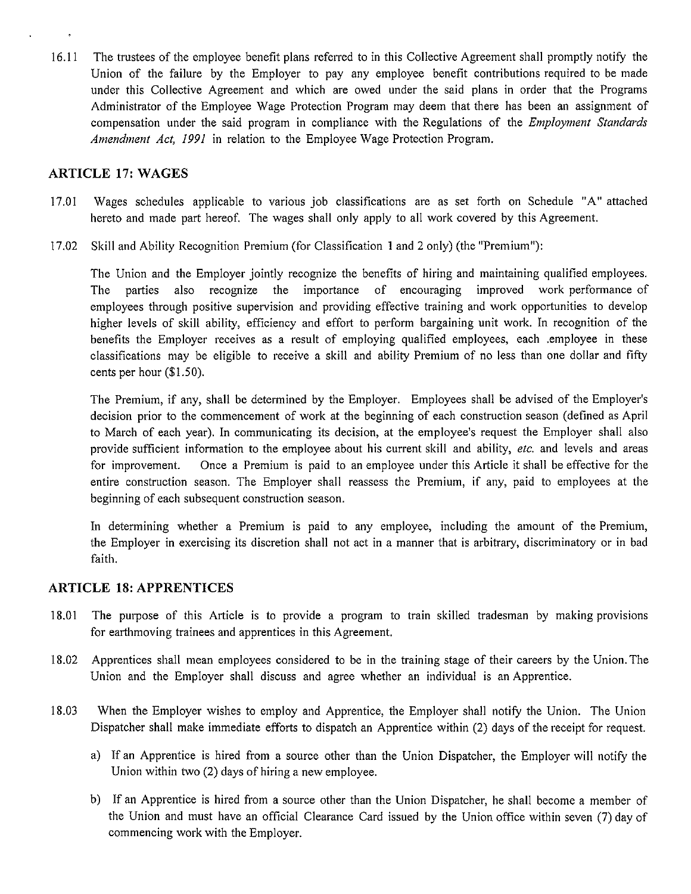16.11 The trustees of the employee benefit plans referred to in this Collective Agreement shall promptly notify the Union of the failure by the Employer to pay any employee benefit contributions required to be made under this Collective Agreement and which are owed under the said plans in order that the Programs Administrator of the Employee Wage Protection Program may deem that there has been an assignment of compensation under the said program in compliance with the Regulations of the *Employment Standards Amendment Act, 1991* in relation to the Employee Wage Protection Program.

## ARTICLE 17: WAGES

17.01 Wages schedules applicable to various job classifications are as set forth on Schedule "A" attached hereto and made part hereof. The wages shall only apply to all work covered by this Agreement.

17.02 Skill and Ability Recognition Premium (for Classification 1 and 2 only) (the "Premium"):

The Union and the Employer jointly recognize the benefits of hiring and maintaining qualified employees. The parties also recognize the importance of encouraging improved work performance of employees through positive supervision and providing effective training and work opportunities to develop higher levels of skill ability, efficiency and effort to perform bargaining unit work. In recognition of the benefits the Employer receives as a result of employing qualified employees, each .employee in these classifications may be eligible to receive a skill and ability Premium of no less than one dollar and fifty cents per hour ($1.50).

The Premium, if any, shall be determined by the Employer. Employees shall be advised of the Employer's decision prior to the commencement of work at the beginning of each construction season (defined as April to March of each year). In communicating its decision, at the employee's request the Employer shall also provide sufficient information to the employee about his current skill and ability, *etc.* and levels and areas for improvement. Once a Premium is paid to an employee under this Article it shall be effective for the entire construction season. The Employer shall reassess the Premium, if any, paid to employees at the beginning of each subsequent construction season.

In determining whether a Premium is paid to any employee, including the amount of the Premium, the Employer in exercising its discretion shall not act in a manner that is arbitrary, discriminatory or in bad faith.

## ARTICLE 18: APPRENTICES

18.01 The purpose of this Article is to provide a program to train skilled tradesman by making provisions for earthmoving trainees and apprentices in this Agreement.

18.02 Apprentices shall mean employees considered to be in the training stage of their careers by the Union. The Union and the Employer shall discuss and agree whether an individual is an Apprentice.

18.03 When the Employer wishes to employ and Apprentice, the Employer shall notify the Union. The Union Dispatcher shall make immediate efforts to dispatch an Apprentice within (2) days of the receipt for request.

a) If an Apprentice is hired from a source other than the Union Dispatcher, the Employer will notify the Union within two (2) days of hiring a new employee.

b) If an Apprentice is hired from a source other than the Union Dispatcher, he shall become a member of the Union and must have an official Clearance Card issued by the Union office within seven (7) day of commencing work with the Employer.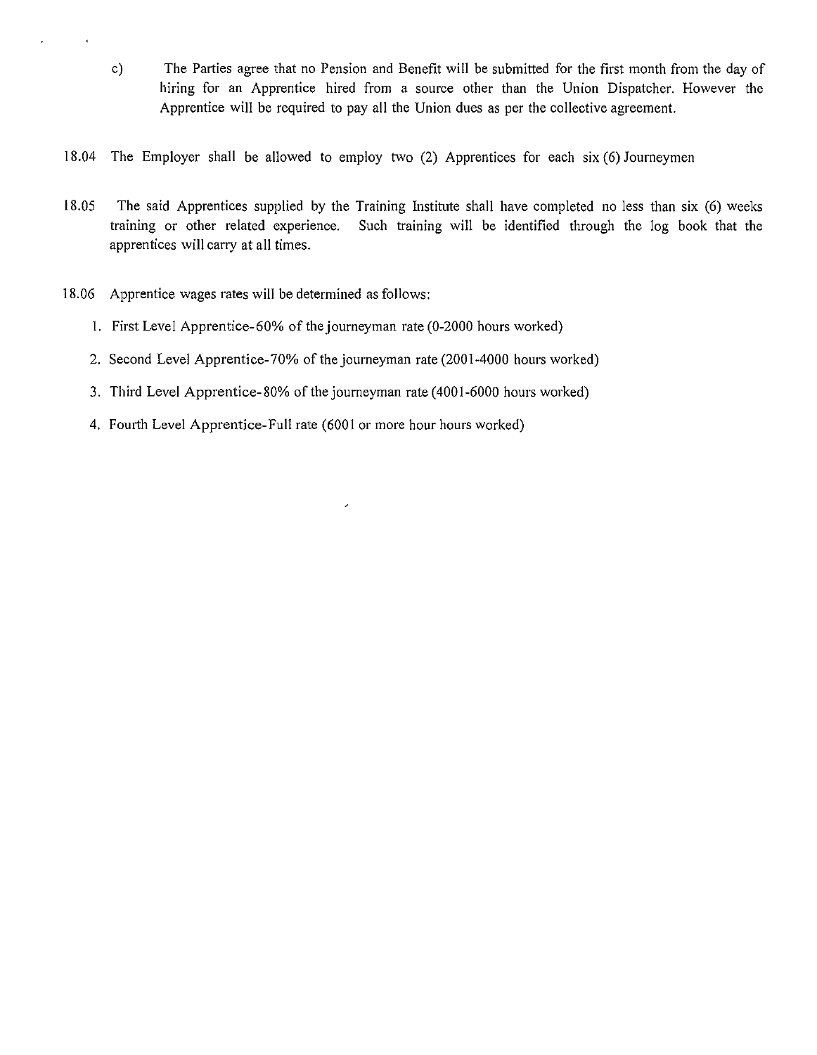c) The Parties agree that no Pension and Benefit will be submitted for the first month from the day of hiring for an Apprentice hired from a source other than the Union Dispatcher. However the Apprentice will be required to pay all the Union dues as per the collective agreement.

18.04 The Employer shall be allowed to employ two (2) Apprentices for each six (6) Journeymen

18.05 The said Apprentices supplied by the Training Institute shall have completed no less than six (6) weeks training or other related experience. Such training will be identified through the log book that the apprentices will carry at all times.

18.06 Apprentice wages rates will be determined as follows:

1. First Level Apprentice-60% of the journeyman rate (0-2000 hours worked)
2. Second Level Apprentice-70% of the journeyman rate (2001-4000 hours worked)
3. Third Level Apprentice-80% of the journeyman rate (4001-6000 hours worked)
4. Fourth Level Apprentice-Full rate (6001 or more hour hours worked)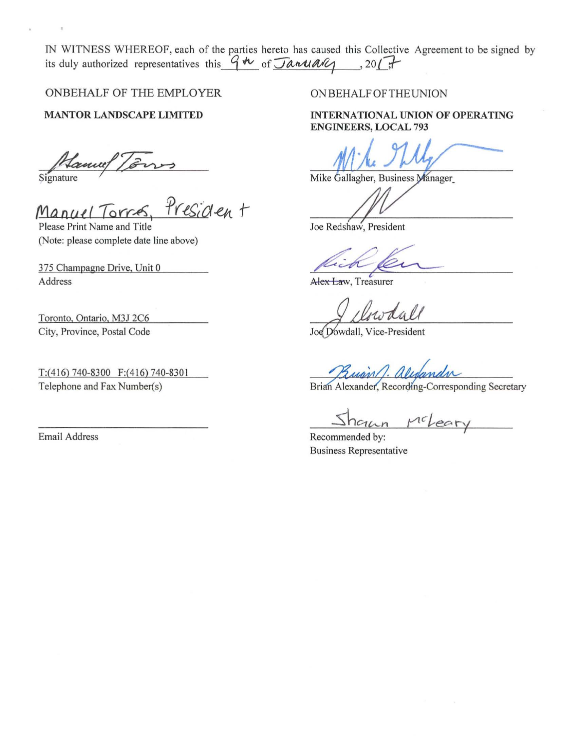IN WITNESS WHEREOF, each of the parties hereto has caused this Collective Agreement to be signed by its duly authorized representatives this 9th of January, 2017

ON BEHALF OF THE EMPLOYER

**MANTOR LANDSCAPE LIMITED**

_______________________
Signature

Manuel Torres, President
Please Print Name and Title
(Note: please complete date line above)

375 Champagne Drive, Unit 0
Address

Toronto, Ontario, M3J 2C6
City, Province, Postal Code

T:(416) 740-8300 F:(416) 740-8301
Telephone and Fax Number(s)

_______________________
Email Address

ON BEHALF OF THE UNION

**INTERNATIONAL UNION OF OPERATING ENGINEERS, LOCAL 793**

_______________________
Mike Gallagher, Business Manager

_______________________
Joe Redshaw, President

_______________________
~~Alex Law~~, Treasurer

_______________________
Joe Dowdall, Vice-President

_______________________
Brian Alexander, Recording-Corresponding Secretary

Shaun McLeary
Recommended by:
Business Representative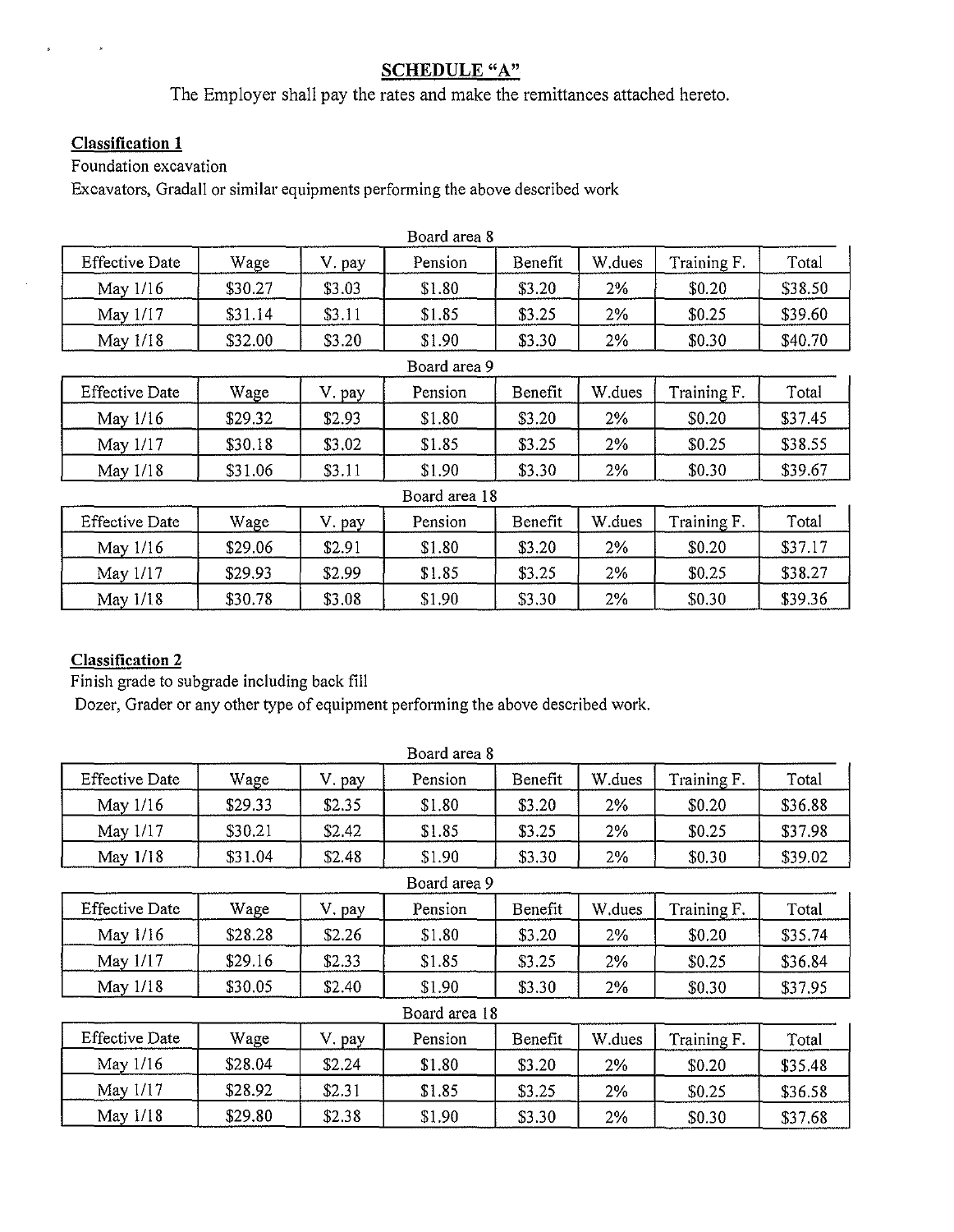## SCHEDULE "A"

The Employer shall pay the rates and make the remittances attached hereto.

**Classification 1**

Foundation excavation

Excavators, Gradall or similar equipments performing the above described work

Board area 8

| Effective Date | Wage | V. pay | Pension | Benefit | W.dues | Training F. | Total |
|---|---|---|---|---|---|---|---|
| May 1/16 | $30.27 | $3.03 | $1.80 | $3.20 | 2% | $0.20 | $38.50 |
| May 1/17 | $31.14 | $3.11 | $1.85 | $3.25 | 2% | $0.25 | $39.60 |
| May 1/18 | $32.00 | $3.20 | $1.90 | $3.30 | 2% | $0.30 | $40.70 |

Board area 9

| Effective Date | Wage | V. pay | Pension | Benefit | W.dues | Training F. | Total |
|---|---|---|---|---|---|---|---|
| May 1/16 | $29.32 | $2.93 | $1.80 | $3.20 | 2% | $0.20 | $37.45 |
| May 1/17 | $30.18 | $3.02 | $1.85 | $3.25 | 2% | $0.25 | $38.55 |
| May 1/18 | $31.06 | $3.11 | $1.90 | $3.30 | 2% | $0.30 | $39.67 |

Board area 18

| Effective Date | Wage | V. pay | Pension | Benefit | W.dues | Training F. | Total |
|---|---|---|---|---|---|---|---|
| May 1/16 | $29.06 | $2.91 | $1.80 | $3.20 | 2% | $0.20 | $37.17 |
| May 1/17 | $29.93 | $2.99 | $1.85 | $3.25 | 2% | $0.25 | $38.27 |
| May 1/18 | $30.78 | $3.08 | $1.90 | $3.30 | 2% | $0.30 | $39.36 |

**Classification 2**

Finish grade to subgrade including back fill

Dozer, Grader or any other type of equipment performing the above described work.

Board area 8

| Effective Date | Wage | V. pay | Pension | Benefit | W.dues | Training F. | Total |
|---|---|---|---|---|---|---|---|
| May 1/16 | $29.33 | $2.35 | $1.80 | $3.20 | 2% | $0.20 | $36.88 |
| May 1/17 | $30.21 | $2.42 | $1.85 | $3.25 | 2% | $0.25 | $37.98 |
| May 1/18 | $31.04 | $2.48 | $1.90 | $3.30 | 2% | $0.30 | $39.02 |

Board area 9

| Effective Date | Wage | V. pay | Pension | Benefit | W.dues | Training F. | Total |
|---|---|---|---|---|---|---|---|
| May 1/16 | $28.28 | $2.26 | $1.80 | $3.20 | 2% | $0.20 | $35.74 |
| May 1/17 | $29.16 | $2.33 | $1.85 | $3.25 | 2% | $0.25 | $36.84 |
| May 1/18 | $30.05 | $2.40 | $1.90 | $3.30 | 2% | $0.30 | $37.95 |

Board area 18

| Effective Date | Wage | V. pay | Pension | Benefit | W.dues | Training F. | Total |
|---|---|---|---|---|---|---|---|
| May 1/16 | $28.04 | $2.24 | $1.80 | $3.20 | 2% | $0.20 | $35.48 |
| May 1/17 | $28.92 | $2.31 | $1.85 | $3.25 | 2% | $0.25 | $36.58 |
| May 1/18 | $29.80 | $2.38 | $1.90 | $3.30 | 2% | $0.30 | $37.68 |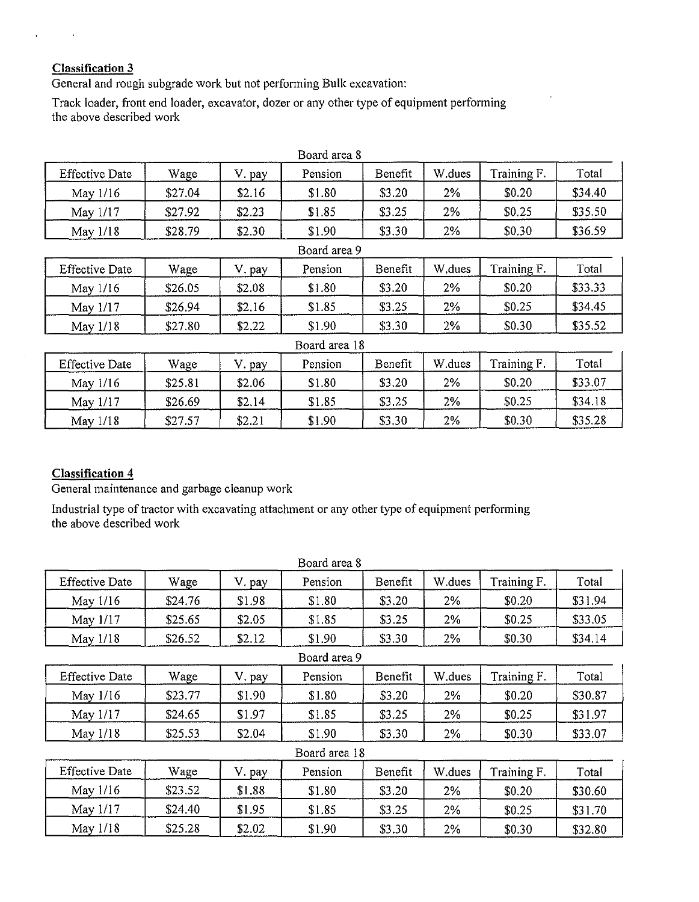**Classification 3**

General and rough subgrade work but not performing Bulk excavation:

Track loader, front end loader, excavator, dozer or any other type of equipment performing the above described work

Board area 8

| Effective Date | Wage | V. pay | Pension | Benefit | W.dues | Training F. | Total |
|---|---|---|---|---|---|---|---|
| May 1/16 | $27.04 | $2.16 | $1.80 | $3.20 | 2% | $0.20 | $34.40 |
| May 1/17 | $27.92 | $2.23 | $1.85 | $3.25 | 2% | $0.25 | $35.50 |
| May 1/18 | $28.79 | $2.30 | $1.90 | $3.30 | 2% | $0.30 | $36.59 |

Board area 9

| Effective Date | Wage | V. pay | Pension | Benefit | W.dues | Training F. | Total |
|---|---|---|---|---|---|---|---|
| May 1/16 | $26.05 | $2.08 | $1.80 | $3.20 | 2% | $0.20 | $33.33 |
| May 1/17 | $26.94 | $2.16 | $1.85 | $3.25 | 2% | $0.25 | $34.45 |
| May 1/18 | $27.80 | $2.22 | $1.90 | $3.30 | 2% | $0.30 | $35.52 |

Board area 18

| Effective Date | Wage | V. pay | Pension | Benefit | W.dues | Training F. | Total |
|---|---|---|---|---|---|---|---|
| May 1/16 | $25.81 | $2.06 | $1.80 | $3.20 | 2% | $0.20 | $33.07 |
| May 1/17 | $26.69 | $2.14 | $1.85 | $3.25 | 2% | $0.25 | $34.18 |
| May 1/18 | $27.57 | $2.21 | $1.90 | $3.30 | 2% | $0.30 | $35.28 |

**Classification 4**

General maintenance and garbage cleanup work

Industrial type of tractor with excavating attachment or any other type of equipment performing the above described work

Board area 8

| Effective Date | Wage | V. pay | Pension | Benefit | W.dues | Training F. | Total |
|---|---|---|---|---|---|---|---|
| May 1/16 | $24.76 | $1.98 | $1.80 | $3.20 | 2% | $0.20 | $31.94 |
| May 1/17 | $25.65 | $2.05 | $1.85 | $3.25 | 2% | $0.25 | $33.05 |
| May 1/18 | $26.52 | $2.12 | $1.90 | $3.30 | 2% | $0.30 | $34.14 |

Board area 9

| Effective Date | Wage | V. pay | Pension | Benefit | W.dues | Training F. | Total |
|---|---|---|---|---|---|---|---|
| May 1/16 | $23.77 | $1.90 | $1.80 | $3.20 | 2% | $0.20 | $30.87 |
| May 1/17 | $24.65 | $1.97 | $1.85 | $3.25 | 2% | $0.25 | $31.97 |
| May 1/18 | $25.53 | $2.04 | $1.90 | $3.30 | 2% | $0.30 | $33.07 |

Board area 18

| Effective Date | Wage | V. pay | Pension | Benefit | W.dues | Training F. | Total |
|---|---|---|---|---|---|---|---|
| May 1/16 | $23.52 | $1.88 | $1.80 | $3.20 | 2% | $0.20 | $30.60 |
| May 1/17 | $24.40 | $1.95 | $1.85 | $3.25 | 2% | $0.25 | $31.70 |
| May 1/18 | $25.28 | $2.02 | $1.90 | $3.30 | 2% | $0.30 | $32.80 |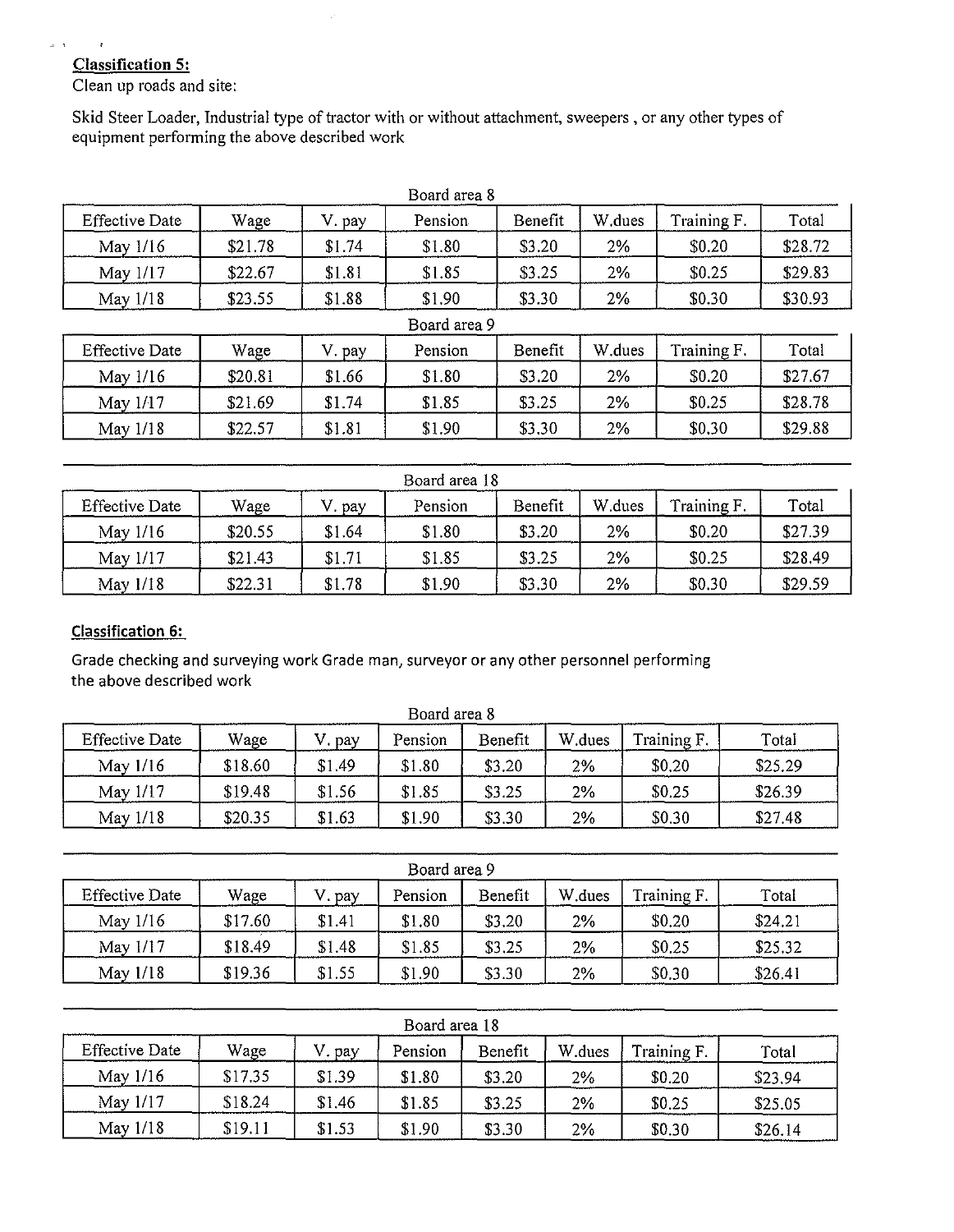**Classification 5:**

Clean up roads and site:

Skid Steer Loader, Industrial type of tractor with or without attachment, sweepers , or any other types of equipment performing the above described work

Board area 8

| Effective Date | Wage | V. pay | Pension | Benefit | W.dues | Training F. | Total |
|---|---|---|---|---|---|---|---|
| May 1/16 | $21.78 | $1.74 | $1.80 | $3.20 | 2% | $0.20 | $28.72 |
| May 1/17 | $22.67 | $1.81 | $1.85 | $3.25 | 2% | $0.25 | $29.83 |
| May 1/18 | $23.55 | $1.88 | $1.90 | $3.30 | 2% | $0.30 | $30.93 |

Board area 9

| Effective Date | Wage | V. pay | Pension | Benefit | W.dues | Training F. | Total |
|---|---|---|---|---|---|---|---|
| May 1/16 | $20.81 | $1.66 | $1.80 | $3.20 | 2% | $0.20 | $27.67 |
| May 1/17 | $21.69 | $1.74 | $1.85 | $3.25 | 2% | $0.25 | $28.78 |
| May 1/18 | $22.57 | $1.81 | $1.90 | $3.30 | 2% | $0.30 | $29.88 |

Board area 18

| Effective Date | Wage | V. pay | Pension | Benefit | W.dues | Training F. | Total |
|---|---|---|---|---|---|---|---|
| May 1/16 | $20.55 | $1.64 | $1.80 | $3.20 | 2% | $0.20 | $27.39 |
| May 1/17 | $21.43 | $1.71 | $1.85 | $3.25 | 2% | $0.25 | $28.49 |
| May 1/18 | $22.31 | $1.78 | $1.90 | $3.30 | 2% | $0.30 | $29.59 |

**Classification 6:**

Grade checking and surveying work Grade man, surveyor or any other personnel performing the above described work

Board area 8

| Effective Date | Wage | V. pay | Pension | Benefit | W.dues | Training F. | Total |
|---|---|---|---|---|---|---|---|
| May 1/16 | $18.60 | $1.49 | $1.80 | $3.20 | 2% | $0.20 | $25.29 |
| May 1/17 | $19.48 | $1.56 | $1.85 | $3.25 | 2% | $0.25 | $26.39 |
| May 1/18 | $20.35 | $1.63 | $1.90 | $3.30 | 2% | $0.30 | $27.48 |

Board area 9

| Effective Date | Wage | V. pay | Pension | Benefit | W.dues | Training F. | Total |
|---|---|---|---|---|---|---|---|
| May 1/16 | $17.60 | $1.41 | $1.80 | $3.20 | 2% | $0.20 | $24.21 |
| May 1/17 | $18.49 | $1.48 | $1.85 | $3.25 | 2% | $0.25 | $25.32 |
| May 1/18 | $19.36 | $1.55 | $1.90 | $3.30 | 2% | $0.30 | $26.41 |

Board area 18

| Effective Date | Wage | V. pay | Pension | Benefit | W.dues | Training F. | Total |
|---|---|---|---|---|---|---|---|
| May 1/16 | $17.35 | $1.39 | $1.80 | $3.20 | 2% | $0.20 | $23.94 |
| May 1/17 | $18.24 | $1.46 | $1.85 | $3.25 | 2% | $0.25 | $25.05 |
| May 1/18 | $19.11 | $1.53 | $1.90 | $3.30 | 2% | $0.30 | $26.14 |